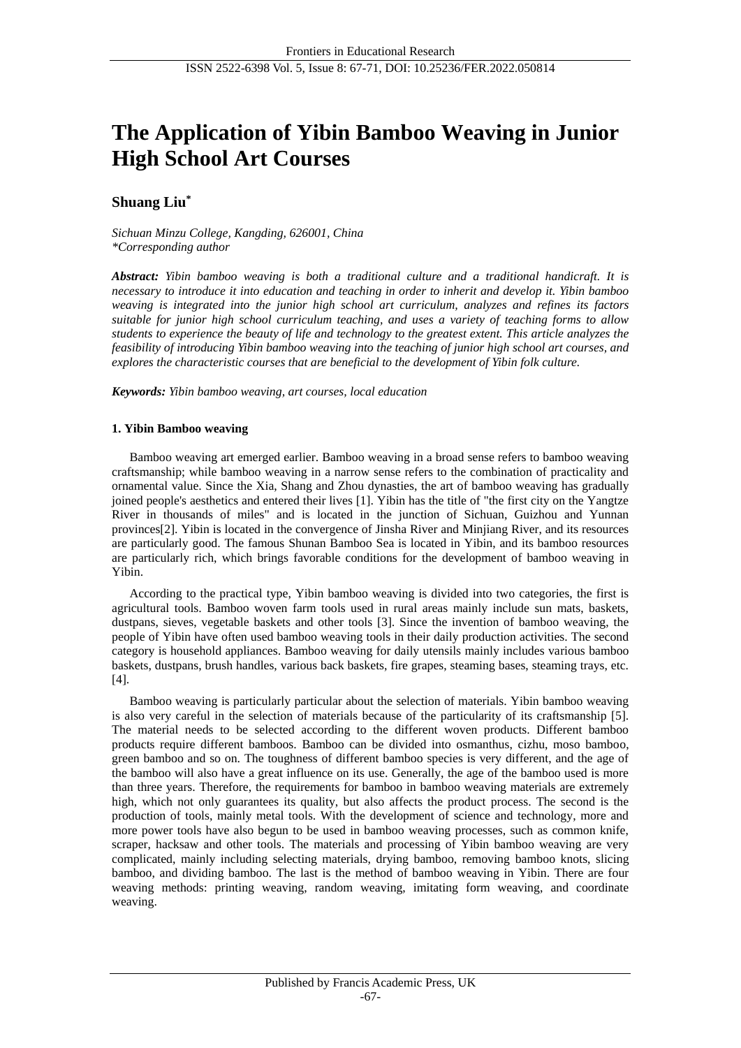# The Application of Yibin Bamboo Weaving in Junior High School Art Courses

**Shuang Liu***

*Sichuan Minzu College, Kangding, 626001, China*
*\*Corresponding author*

***Abstract:*** *Yibin bamboo weaving is both a traditional culture and a traditional handicraft. It is necessary to introduce it into education and teaching in order to inherit and develop it. Yibin bamboo weaving is integrated into the junior high school art curriculum, analyzes and refines its factors suitable for junior high school curriculum teaching, and uses a variety of teaching forms to allow students to experience the beauty of life and technology to the greatest extent. This article analyzes the feasibility of introducing Yibin bamboo weaving into the teaching of junior high school art courses, and explores the characteristic courses that are beneficial to the development of Yibin folk culture.*

***Keywords:*** *Yibin bamboo weaving, art courses, local education*

## 1. Yibin Bamboo weaving

Bamboo weaving art emerged earlier. Bamboo weaving in a broad sense refers to bamboo weaving craftsmanship; while bamboo weaving in a narrow sense refers to the combination of practicality and ornamental value. Since the Xia, Shang and Zhou dynasties, the art of bamboo weaving has gradually joined people's aesthetics and entered their lives [1]. Yibin has the title of "the first city on the Yangtze River in thousands of miles" and is located in the junction of Sichuan, Guizhou and Yunnan provinces[2]. Yibin is located in the convergence of Jinsha River and Minjiang River, and its resources are particularly good. The famous Shunan Bamboo Sea is located in Yibin, and its bamboo resources are particularly rich, which brings favorable conditions for the development of bamboo weaving in Yibin.

According to the practical type, Yibin bamboo weaving is divided into two categories, the first is agricultural tools. Bamboo woven farm tools used in rural areas mainly include sun mats, baskets, dustpans, sieves, vegetable baskets and other tools [3]. Since the invention of bamboo weaving, the people of Yibin have often used bamboo weaving tools in their daily production activities. The second category is household appliances. Bamboo weaving for daily utensils mainly includes various bamboo baskets, dustpans, brush handles, various back baskets, fire grapes, steaming bases, steaming trays, etc. [4].

Bamboo weaving is particularly particular about the selection of materials. Yibin bamboo weaving is also very careful in the selection of materials because of the particularity of its craftsmanship [5]. The material needs to be selected according to the different woven products. Different bamboo products require different bamboos. Bamboo can be divided into osmanthus, cizhu, moso bamboo, green bamboo and so on. The toughness of different bamboo species is very different, and the age of the bamboo will also have a great influence on its use. Generally, the age of the bamboo used is more than three years. Therefore, the requirements for bamboo in bamboo weaving materials are extremely high, which not only guarantees its quality, but also affects the product process. The second is the production of tools, mainly metal tools. With the development of science and technology, more and more power tools have also begun to be used in bamboo weaving processes, such as common knife, scraper, hacksaw and other tools. The materials and processing of Yibin bamboo weaving are very complicated, mainly including selecting materials, drying bamboo, removing bamboo knots, slicing bamboo, and dividing bamboo. The last is the method of bamboo weaving in Yibin. There are four weaving methods: printing weaving, random weaving, imitating form weaving, and coordinate weaving.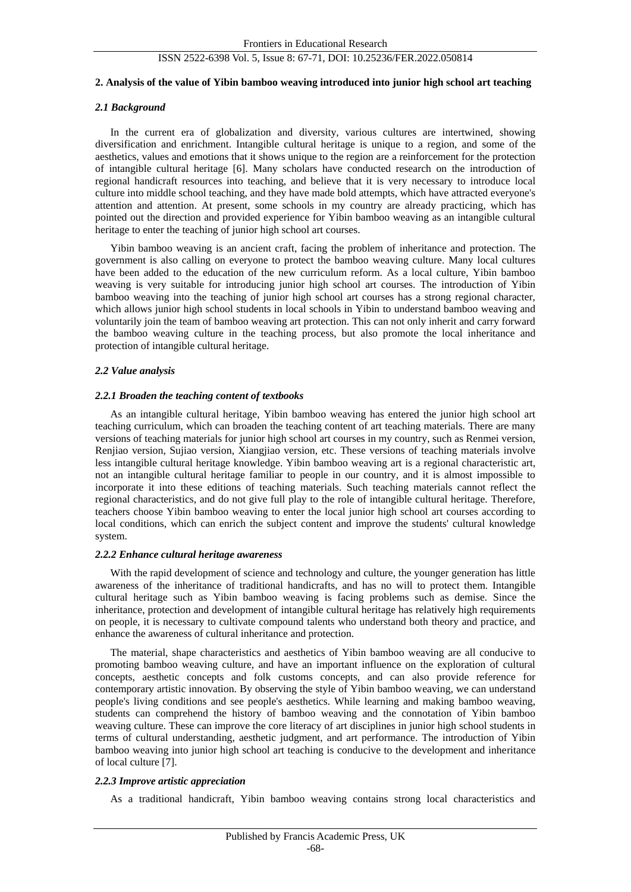## 2. Analysis of the value of Yibin bamboo weaving introduced into junior high school art teaching

### *2.1 Background*

In the current era of globalization and diversity, various cultures are intertwined, showing diversification and enrichment. Intangible cultural heritage is unique to a region, and some of the aesthetics, values and emotions that it shows unique to the region are a reinforcement for the protection of intangible cultural heritage [6]. Many scholars have conducted research on the introduction of regional handicraft resources into teaching, and believe that it is very necessary to introduce local culture into middle school teaching, and they have made bold attempts, which have attracted everyone's attention and attention. At present, some schools in my country are already practicing, which has pointed out the direction and provided experience for Yibin bamboo weaving as an intangible cultural heritage to enter the teaching of junior high school art courses.

Yibin bamboo weaving is an ancient craft, facing the problem of inheritance and protection. The government is also calling on everyone to protect the bamboo weaving culture. Many local cultures have been added to the education of the new curriculum reform. As a local culture, Yibin bamboo weaving is very suitable for introducing junior high school art courses. The introduction of Yibin bamboo weaving into the teaching of junior high school art courses has a strong regional character, which allows junior high school students in local schools in Yibin to understand bamboo weaving and voluntarily join the team of bamboo weaving art protection. This can not only inherit and carry forward the bamboo weaving culture in the teaching process, but also promote the local inheritance and protection of intangible cultural heritage.

### *2.2 Value analysis*

#### *2.2.1 Broaden the teaching content of textbooks*

As an intangible cultural heritage, Yibin bamboo weaving has entered the junior high school art teaching curriculum, which can broaden the teaching content of art teaching materials. There are many versions of teaching materials for junior high school art courses in my country, such as Renmei version, Renjiao version, Sujiao version, Xiangjiao version, etc. These versions of teaching materials involve less intangible cultural heritage knowledge. Yibin bamboo weaving art is a regional characteristic art, not an intangible cultural heritage familiar to people in our country, and it is almost impossible to incorporate it into these editions of teaching materials. Such teaching materials cannot reflect the regional characteristics, and do not give full play to the role of intangible cultural heritage. Therefore, teachers choose Yibin bamboo weaving to enter the local junior high school art courses according to local conditions, which can enrich the subject content and improve the students' cultural knowledge system.

#### *2.2.2 Enhance cultural heritage awareness*

With the rapid development of science and technology and culture, the younger generation has little awareness of the inheritance of traditional handicrafts, and has no will to protect them. Intangible cultural heritage such as Yibin bamboo weaving is facing problems such as demise. Since the inheritance, protection and development of intangible cultural heritage has relatively high requirements on people, it is necessary to cultivate compound talents who understand both theory and practice, and enhance the awareness of cultural inheritance and protection.

The material, shape characteristics and aesthetics of Yibin bamboo weaving are all conducive to promoting bamboo weaving culture, and have an important influence on the exploration of cultural concepts, aesthetic concepts and folk customs concepts, and can also provide reference for contemporary artistic innovation. By observing the style of Yibin bamboo weaving, we can understand people's living conditions and see people's aesthetics. While learning and making bamboo weaving, students can comprehend the history of bamboo weaving and the connotation of Yibin bamboo weaving culture. These can improve the core literacy of art disciplines in junior high school students in terms of cultural understanding, aesthetic judgment, and art performance. The introduction of Yibin bamboo weaving into junior high school art teaching is conducive to the development and inheritance of local culture [7].

#### *2.2.3 Improve artistic appreciation*

As a traditional handicraft, Yibin bamboo weaving contains strong local characteristics and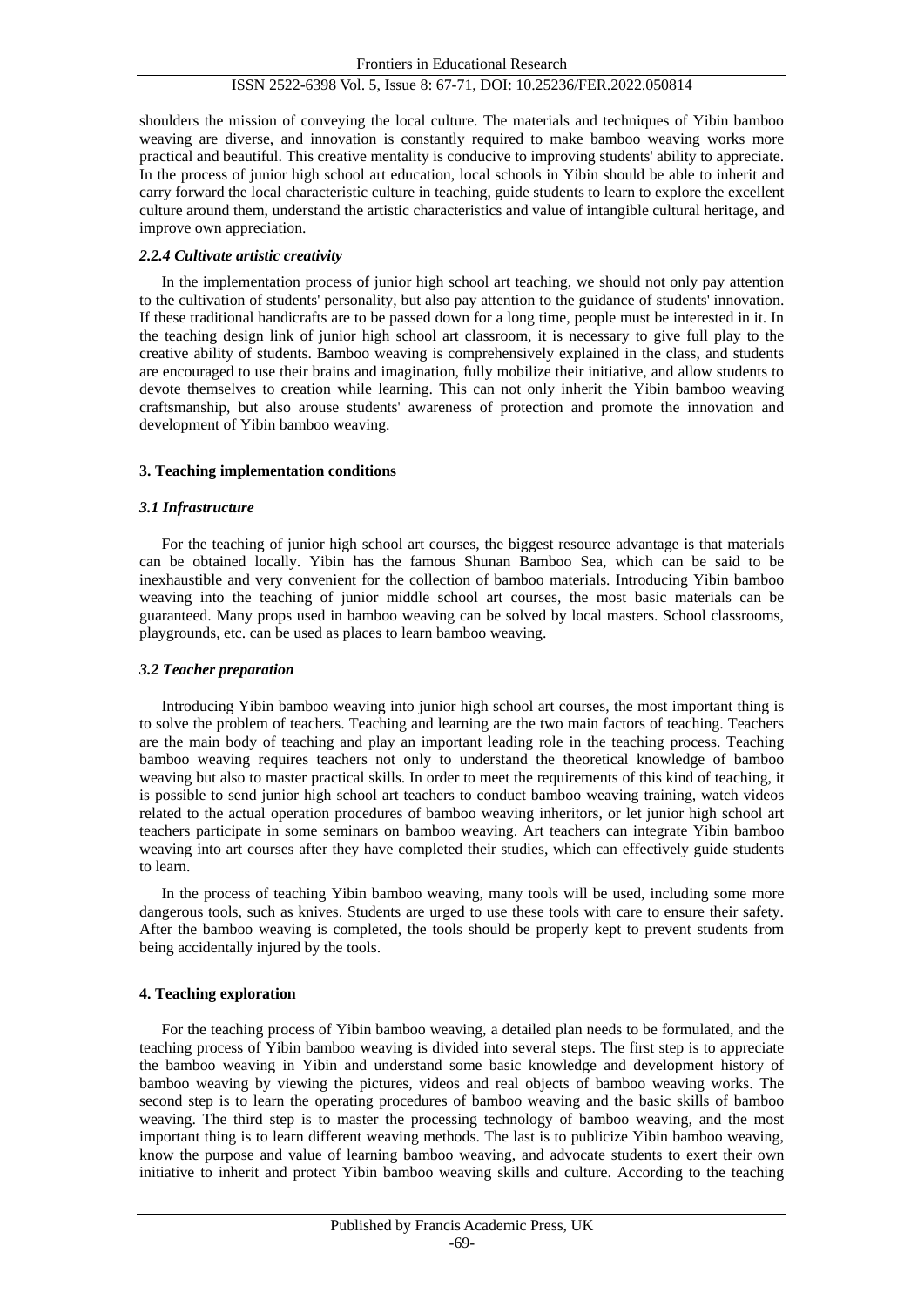shoulders the mission of conveying the local culture. The materials and techniques of Yibin bamboo weaving are diverse, and innovation is constantly required to make bamboo weaving works more practical and beautiful. This creative mentality is conducive to improving students' ability to appreciate. In the process of junior high school art education, local schools in Yibin should be able to inherit and carry forward the local characteristic culture in teaching, guide students to learn to explore the excellent culture around them, understand the artistic characteristics and value of intangible cultural heritage, and improve own appreciation.

#### *2.2.4 Cultivate artistic creativity*

In the implementation process of junior high school art teaching, we should not only pay attention to the cultivation of students' personality, but also pay attention to the guidance of students' innovation. If these traditional handicrafts are to be passed down for a long time, people must be interested in it. In the teaching design link of junior high school art classroom, it is necessary to give full play to the creative ability of students. Bamboo weaving is comprehensively explained in the class, and students are encouraged to use their brains and imagination, fully mobilize their initiative, and allow students to devote themselves to creation while learning. This can not only inherit the Yibin bamboo weaving craftsmanship, but also arouse students' awareness of protection and promote the innovation and development of Yibin bamboo weaving.

## **3. Teaching implementation conditions**

### *3.1 Infrastructure*

For the teaching of junior high school art courses, the biggest resource advantage is that materials can be obtained locally. Yibin has the famous Shunan Bamboo Sea, which can be said to be inexhaustible and very convenient for the collection of bamboo materials. Introducing Yibin bamboo weaving into the teaching of junior middle school art courses, the most basic materials can be guaranteed. Many props used in bamboo weaving can be solved by local masters. School classrooms, playgrounds, etc. can be used as places to learn bamboo weaving.

### *3.2 Teacher preparation*

Introducing Yibin bamboo weaving into junior high school art courses, the most important thing is to solve the problem of teachers. Teaching and learning are the two main factors of teaching. Teachers are the main body of teaching and play an important leading role in the teaching process. Teaching bamboo weaving requires teachers not only to understand the theoretical knowledge of bamboo weaving but also to master practical skills. In order to meet the requirements of this kind of teaching, it is possible to send junior high school art teachers to conduct bamboo weaving training, watch videos related to the actual operation procedures of bamboo weaving inheritors, or let junior high school art teachers participate in some seminars on bamboo weaving. Art teachers can integrate Yibin bamboo weaving into art courses after they have completed their studies, which can effectively guide students to learn.

In the process of teaching Yibin bamboo weaving, many tools will be used, including some more dangerous tools, such as knives. Students are urged to use these tools with care to ensure their safety. After the bamboo weaving is completed, the tools should be properly kept to prevent students from being accidentally injured by the tools.

## **4. Teaching exploration**

For the teaching process of Yibin bamboo weaving, a detailed plan needs to be formulated, and the teaching process of Yibin bamboo weaving is divided into several steps. The first step is to appreciate the bamboo weaving in Yibin and understand some basic knowledge and development history of bamboo weaving by viewing the pictures, videos and real objects of bamboo weaving works. The second step is to learn the operating procedures of bamboo weaving and the basic skills of bamboo weaving. The third step is to master the processing technology of bamboo weaving, and the most important thing is to learn different weaving methods. The last is to publicize Yibin bamboo weaving, know the purpose and value of learning bamboo weaving, and advocate students to exert their own initiative to inherit and protect Yibin bamboo weaving skills and culture. According to the teaching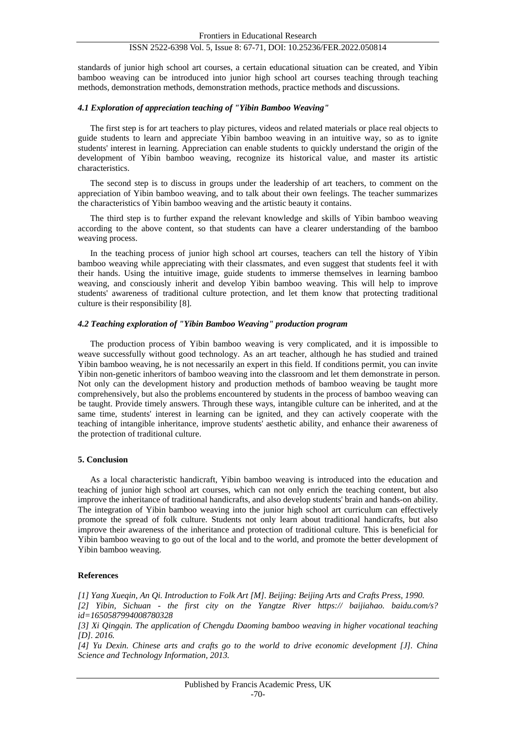standards of junior high school art courses, a certain educational situation can be created, and Yibin bamboo weaving can be introduced into junior high school art courses teaching through teaching methods, demonstration methods, demonstration methods, practice methods and discussions.

### *4.1 Exploration of appreciation teaching of "Yibin Bamboo Weaving"*

The first step is for art teachers to play pictures, videos and related materials or place real objects to guide students to learn and appreciate Yibin bamboo weaving in an intuitive way, so as to ignite students' interest in learning. Appreciation can enable students to quickly understand the origin of the development of Yibin bamboo weaving, recognize its historical value, and master its artistic characteristics.

The second step is to discuss in groups under the leadership of art teachers, to comment on the appreciation of Yibin bamboo weaving, and to talk about their own feelings. The teacher summarizes the characteristics of Yibin bamboo weaving and the artistic beauty it contains.

The third step is to further expand the relevant knowledge and skills of Yibin bamboo weaving according to the above content, so that students can have a clearer understanding of the bamboo weaving process.

In the teaching process of junior high school art courses, teachers can tell the history of Yibin bamboo weaving while appreciating with their classmates, and even suggest that students feel it with their hands. Using the intuitive image, guide students to immerse themselves in learning bamboo weaving, and consciously inherit and develop Yibin bamboo weaving. This will help to improve students' awareness of traditional culture protection, and let them know that protecting traditional culture is their responsibility [8].

### *4.2 Teaching exploration of "Yibin Bamboo Weaving" production program*

The production process of Yibin bamboo weaving is very complicated, and it is impossible to weave successfully without good technology. As an art teacher, although he has studied and trained Yibin bamboo weaving, he is not necessarily an expert in this field. If conditions permit, you can invite Yibin non-genetic inheritors of bamboo weaving into the classroom and let them demonstrate in person. Not only can the development history and production methods of bamboo weaving be taught more comprehensively, but also the problems encountered by students in the process of bamboo weaving can be taught. Provide timely answers. Through these ways, intangible culture can be inherited, and at the same time, students' interest in learning can be ignited, and they can actively cooperate with the teaching of intangible inheritance, improve students' aesthetic ability, and enhance their awareness of the protection of traditional culture.

## 5. Conclusion

As a local characteristic handicraft, Yibin bamboo weaving is introduced into the education and teaching of junior high school art courses, which can not only enrich the teaching content, but also improve the inheritance of traditional handicrafts, and also develop students' brain and hands-on ability. The integration of Yibin bamboo weaving into the junior high school art curriculum can effectively promote the spread of folk culture. Students not only learn about traditional handicrafts, but also improve their awareness of the inheritance and protection of traditional culture. This is beneficial for Yibin bamboo weaving to go out of the local and to the world, and promote the better development of Yibin bamboo weaving.

## References

*[1] Yang Xueqin, An Qi. Introduction to Folk Art [M]. Beijing: Beijing Arts and Crafts Press, 1990.*

*[2] Yibin, Sichuan - the first city on the Yangtze River https:// baijiahao. baidu.com/s?id=1650587994008780328*

*[3] Xi Qingqin. The application of Chengdu Daoming bamboo weaving in higher vocational teaching [D]. 2016.*

*[4] Yu Dexin. Chinese arts and crafts go to the world to drive economic development [J]. China Science and Technology Information, 2013.*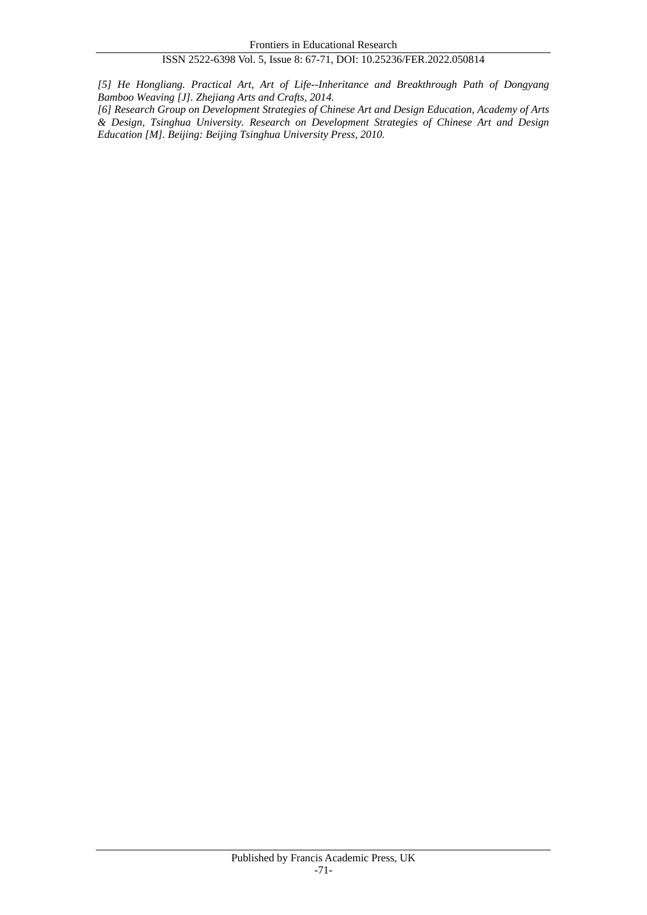*[5] He Hongliang. Practical Art, Art of Life--Inheritance and Breakthrough Path of Dongyang Bamboo Weaving [J]. Zhejiang Arts and Crafts, 2014.*

*[6] Research Group on Development Strategies of Chinese Art and Design Education, Academy of Arts & Design, Tsinghua University. Research on Development Strategies of Chinese Art and Design Education [M]. Beijing: Beijing Tsinghua University Press, 2010.*